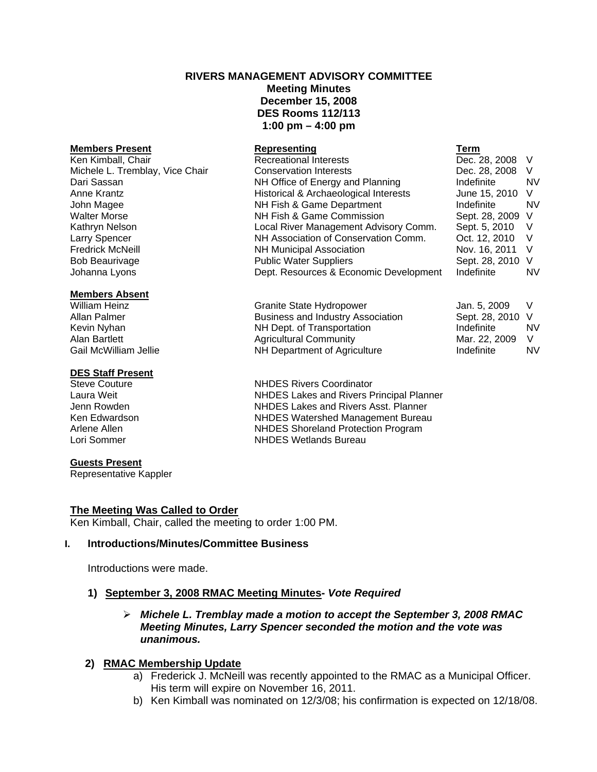**RIVERS MANAGEMENT ADVISORY COMMITTEE**
**Meeting Minutes**
**December 15, 2008**
**DES Rooms 112/113**
**1:00 pm – 4:00 pm**

| **Members Present** | **Representing** | **Term** | |
|---|---|---|---|
| Ken Kimball, Chair | Recreational Interests | Dec. 28, 2008 | V |
| Michele L. Tremblay, Vice Chair | Conservation Interests | Dec. 28, 2008 | V |
| Dari Sassan | NH Office of Energy and Planning | Indefinite | NV |
| Anne Krantz | Historical & Archaeological Interests | June 15, 2010 | V |
| John Magee | NH Fish & Game Department | Indefinite | NV |
| Walter Morse | NH Fish & Game Commission | Sept. 28, 2009 | V |
| Kathryn Nelson | Local River Management Advisory Comm. | Sept. 5, 2010 | V |
| Larry Spencer | NH Association of Conservation Comm. | Oct. 12, 2010 | V |
| Fredrick McNeill | NH Municipal Association | Nov. 16, 2011 | V |
| Bob Beaurivage | Public Water Suppliers | Sept. 28, 2010 | V |
| Johanna Lyons | Dept. Resources & Economic Development | Indefinite | NV |

| **Members Absent** | | | |
|---|---|---|---|
| William Heinz | Granite State Hydropower | Jan. 5, 2009 | V |
| Allan Palmer | Business and Industry Association | Sept. 28, 2010 | V |
| Kevin Nyhan | NH Dept. of Transportation | Indefinite | NV |
| Alan Bartlett | Agricultural Community | Mar. 22, 2009 | V |
| Gail McWilliam Jellie | NH Department of Agriculture | Indefinite | NV |

| **DES Staff Present** | |
|---|---|
| Steve Couture | NHDES Rivers Coordinator |
| Laura Weit | NHDES Lakes and Rivers Principal Planner |
| Jenn Rowden | NHDES Lakes and Rivers Asst. Planner |
| Ken Edwardson | NHDES Watershed Management Bureau |
| Arlene Allen | NHDES Shoreland Protection Program |
| Lori Sommer | NHDES Wetlands Bureau |

**Guests Present**
Representative Kappler

**The Meeting Was Called to Order**
Ken Kimball, Chair, called the meeting to order 1:00 PM.

## I. Introductions/Minutes/Committee Business

Introductions were made.

**1) September 3, 2008 RMAC Meeting Minutes- *Vote Required***

- ***Michele L. Tremblay made a motion to accept the September 3, 2008 RMAC Meeting Minutes, Larry Spencer seconded the motion and the vote was unanimous.***

**2) RMAC Membership Update**

a) Frederick J. McNeill was recently appointed to the RMAC as a Municipal Officer. His term will expire on November 16, 2011.
b) Ken Kimball was nominated on 12/3/08; his confirmation is expected on 12/18/08.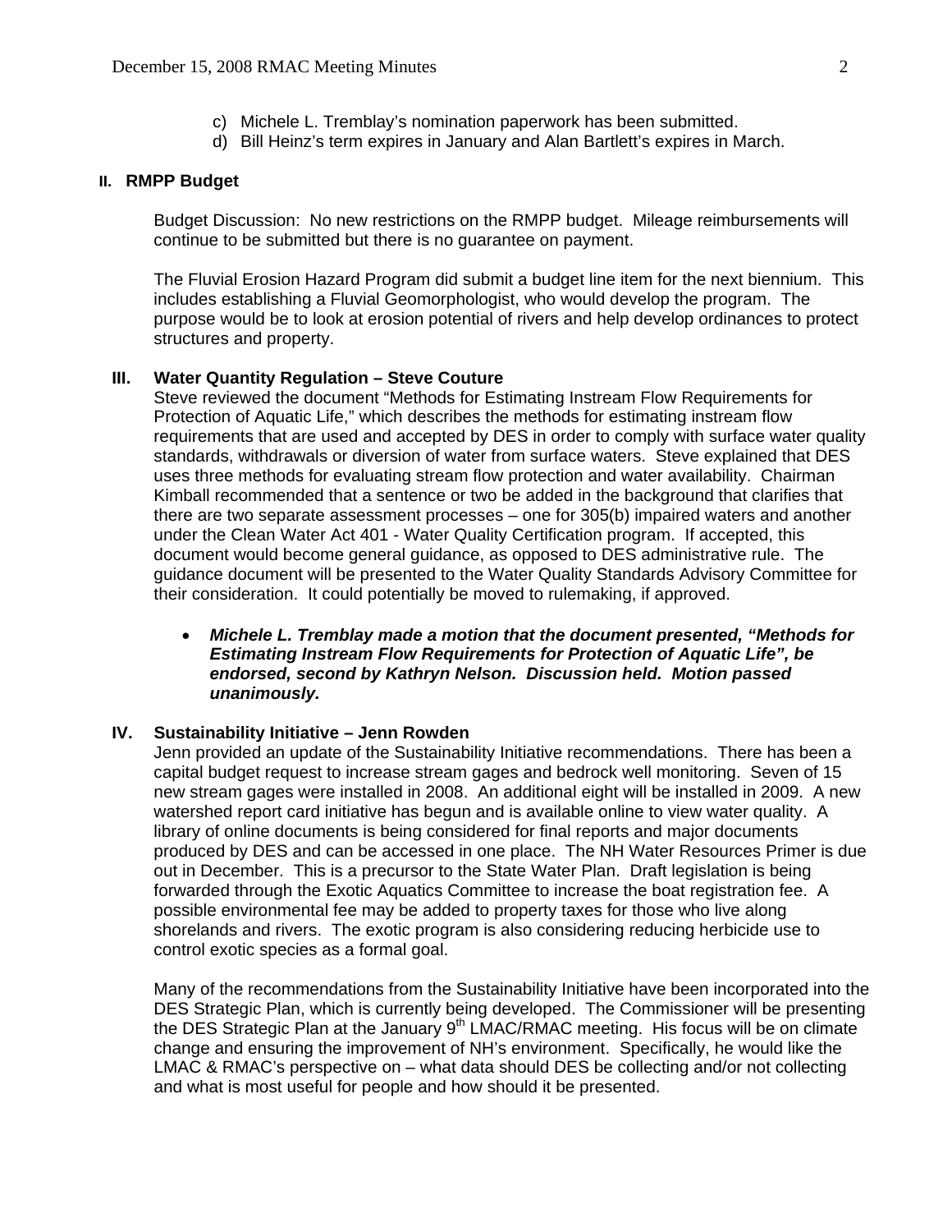c) Michele L. Tremblay's nomination paperwork has been submitted.
d) Bill Heinz's term expires in January and Alan Bartlett's expires in March.

## II. RMPP Budget

Budget Discussion: No new restrictions on the RMPP budget. Mileage reimbursements will continue to be submitted but there is no guarantee on payment.

The Fluvial Erosion Hazard Program did submit a budget line item for the next biennium. This includes establishing a Fluvial Geomorphologist, who would develop the program. The purpose would be to look at erosion potential of rivers and help develop ordinances to protect structures and property.

## III. Water Quantity Regulation – Steve Couture

Steve reviewed the document "Methods for Estimating Instream Flow Requirements for Protection of Aquatic Life," which describes the methods for estimating instream flow requirements that are used and accepted by DES in order to comply with surface water quality standards, withdrawals or diversion of water from surface waters. Steve explained that DES uses three methods for evaluating stream flow protection and water availability. Chairman Kimball recommended that a sentence or two be added in the background that clarifies that there are two separate assessment processes – one for 305(b) impaired waters and another under the Clean Water Act 401 - Water Quality Certification program. If accepted, this document would become general guidance, as opposed to DES administrative rule. The guidance document will be presented to the Water Quality Standards Advisory Committee for their consideration. It could potentially be moved to rulemaking, if approved.

- ***Michele L. Tremblay made a motion that the document presented, "Methods for Estimating Instream Flow Requirements for Protection of Aquatic Life", be endorsed, second by Kathryn Nelson. Discussion held. Motion passed unanimously.***

## IV. Sustainability Initiative – Jenn Rowden

Jenn provided an update of the Sustainability Initiative recommendations. There has been a capital budget request to increase stream gages and bedrock well monitoring. Seven of 15 new stream gages were installed in 2008. An additional eight will be installed in 2009. A new watershed report card initiative has begun and is available online to view water quality. A library of online documents is being considered for final reports and major documents produced by DES and can be accessed in one place. The NH Water Resources Primer is due out in December. This is a precursor to the State Water Plan. Draft legislation is being forwarded through the Exotic Aquatics Committee to increase the boat registration fee. A possible environmental fee may be added to property taxes for those who live along shorelands and rivers. The exotic program is also considering reducing herbicide use to control exotic species as a formal goal.

Many of the recommendations from the Sustainability Initiative have been incorporated into the DES Strategic Plan, which is currently being developed. The Commissioner will be presenting the DES Strategic Plan at the January 9th LMAC/RMAC meeting. His focus will be on climate change and ensuring the improvement of NH's environment. Specifically, he would like the LMAC & RMAC's perspective on – what data should DES be collecting and/or not collecting and what is most useful for people and how should it be presented.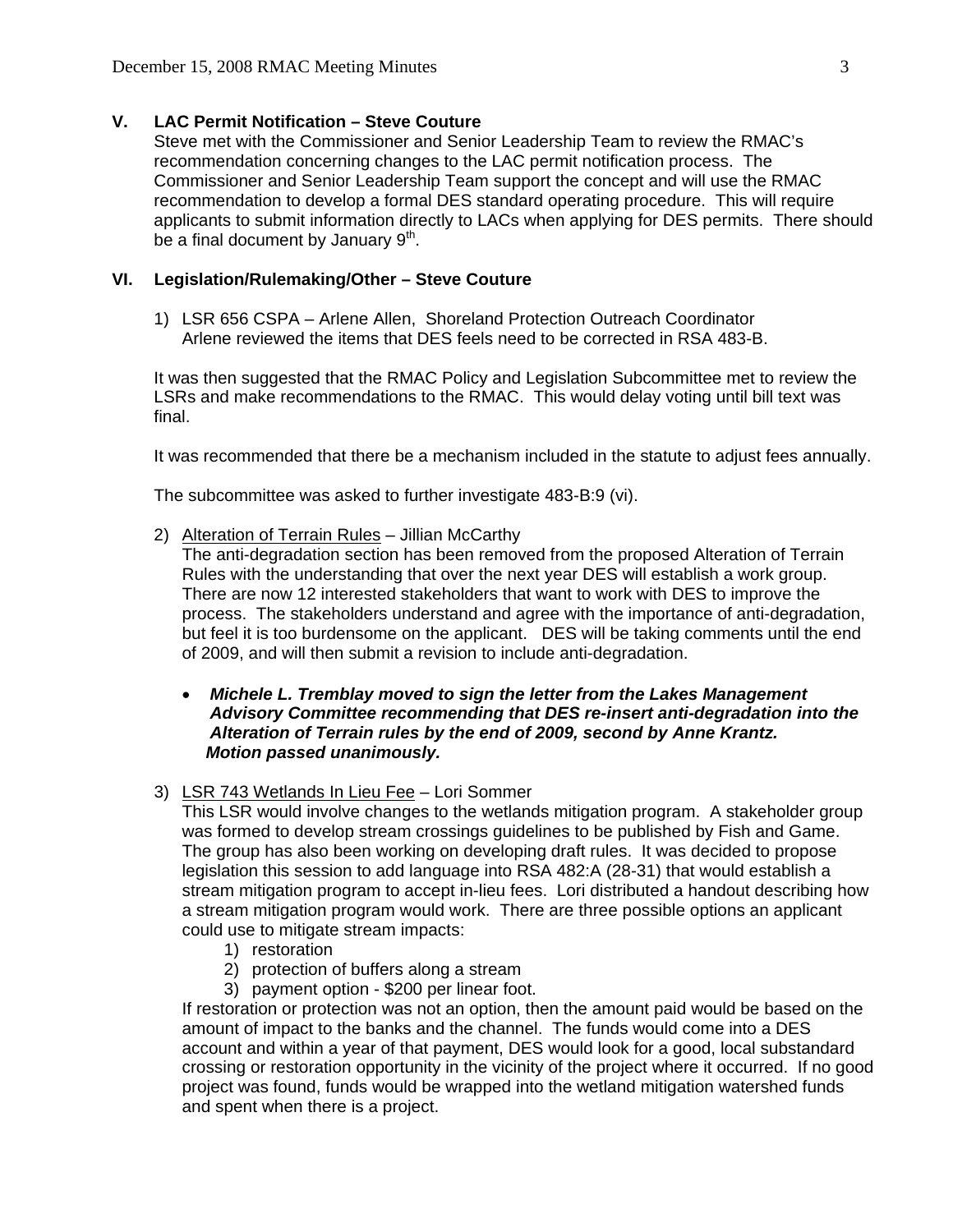## V. LAC Permit Notification – Steve Couture

Steve met with the Commissioner and Senior Leadership Team to review the RMAC's recommendation concerning changes to the LAC permit notification process. The Commissioner and Senior Leadership Team support the concept and will use the RMAC recommendation to develop a formal DES standard operating procedure. This will require applicants to submit information directly to LACs when applying for DES permits. There should be a final document by January 9th.

## VI. Legislation/Rulemaking/Other – Steve Couture

1) LSR 656 CSPA – Arlene Allen, Shoreland Protection Outreach Coordinator
   Arlene reviewed the items that DES feels need to be corrected in RSA 483-B.

It was then suggested that the RMAC Policy and Legislation Subcommittee met to review the LSRs and make recommendations to the RMAC. This would delay voting until bill text was final.

It was recommended that there be a mechanism included in the statute to adjust fees annually.

The subcommittee was asked to further investigate 483-B:9 (vi).

2) Alteration of Terrain Rules – Jillian McCarthy
   The anti-degradation section has been removed from the proposed Alteration of Terrain Rules with the understanding that over the next year DES will establish a work group. There are now 12 interested stakeholders that want to work with DES to improve the process. The stakeholders understand and agree with the importance of anti-degradation, but feel it is too burdensome on the applicant. DES will be taking comments until the end of 2009, and will then submit a revision to include anti-degradation.

   - ***Michele L. Tremblay moved to sign the letter from the Lakes Management Advisory Committee recommending that DES re-insert anti-degradation into the Alteration of Terrain rules by the end of 2009, second by Anne Krantz. Motion passed unanimously.***

3) LSR 743 Wetlands In Lieu Fee – Lori Sommer
   This LSR would involve changes to the wetlands mitigation program. A stakeholder group was formed to develop stream crossings guidelines to be published by Fish and Game. The group has also been working on developing draft rules. It was decided to propose legislation this session to add language into RSA 482:A (28-31) that would establish a stream mitigation program to accept in-lieu fees. Lori distributed a handout describing how a stream mitigation program would work. There are three possible options an applicant could use to mitigate stream impacts:
   1) restoration
   2) protection of buffers along a stream
   3) payment option - $200 per linear foot.

   If restoration or protection was not an option, then the amount paid would be based on the amount of impact to the banks and the channel. The funds would come into a DES account and within a year of that payment, DES would look for a good, local substandard crossing or restoration opportunity in the vicinity of the project where it occurred. If no good project was found, funds would be wrapped into the wetland mitigation watershed funds and spent when there is a project.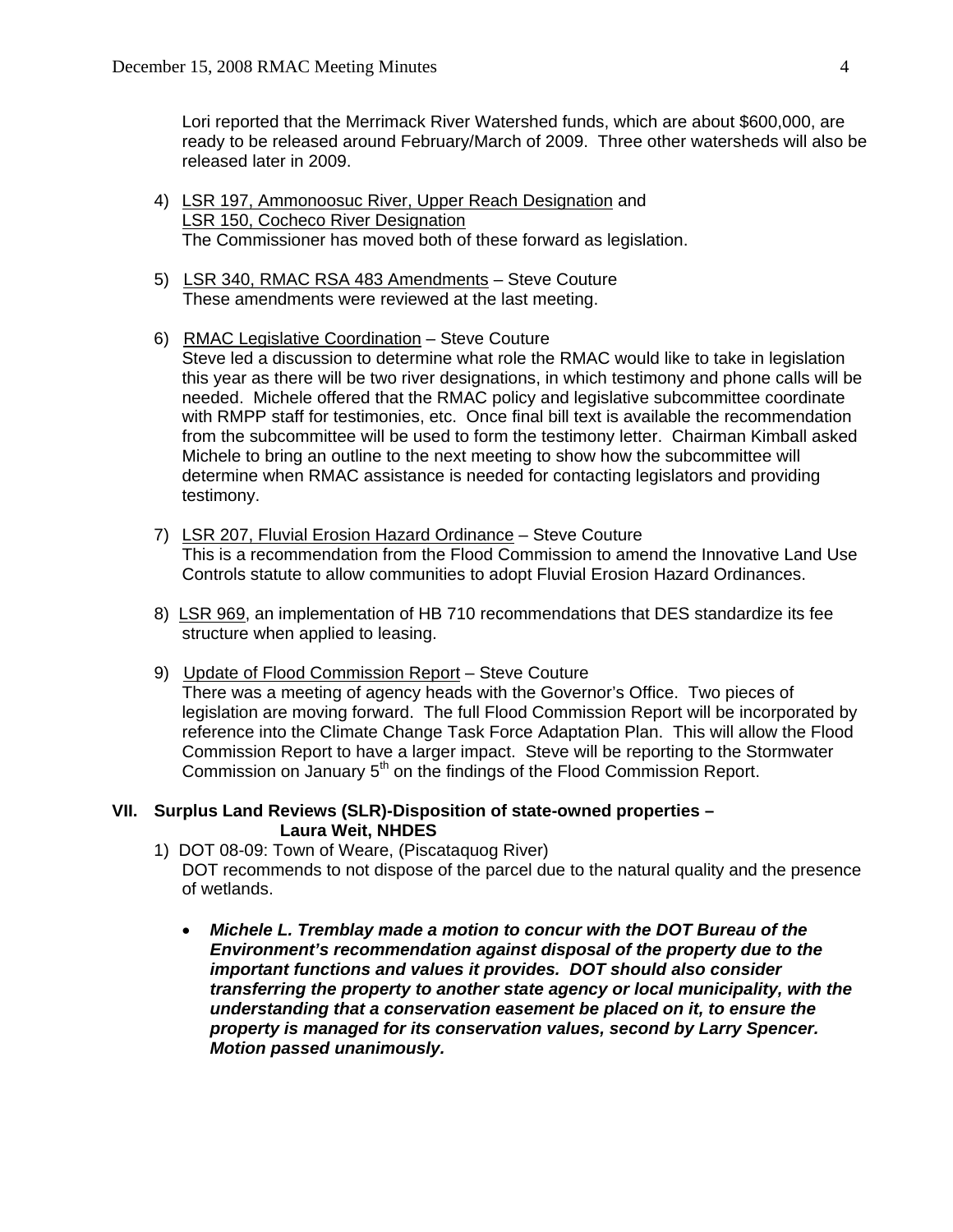Lori reported that the Merrimack River Watershed funds, which are about $600,000, are ready to be released around February/March of 2009. Three other watersheds will also be released later in 2009.

4) LSR 197, Ammonoosuc River, Upper Reach Designation and LSR 150, Cocheco River Designation
   The Commissioner has moved both of these forward as legislation.

5) LSR 340, RMAC RSA 483 Amendments – Steve Couture
   These amendments were reviewed at the last meeting.

6) RMAC Legislative Coordination – Steve Couture
   Steve led a discussion to determine what role the RMAC would like to take in legislation this year as there will be two river designations, in which testimony and phone calls will be needed. Michele offered that the RMAC policy and legislative subcommittee coordinate with RMPP staff for testimonies, etc. Once final bill text is available the recommendation from the subcommittee will be used to form the testimony letter. Chairman Kimball asked Michele to bring an outline to the next meeting to show how the subcommittee will determine when RMAC assistance is needed for contacting legislators and providing testimony.

7) LSR 207, Fluvial Erosion Hazard Ordinance – Steve Couture
   This is a recommendation from the Flood Commission to amend the Innovative Land Use Controls statute to allow communities to adopt Fluvial Erosion Hazard Ordinances.

8) LSR 969, an implementation of HB 710 recommendations that DES standardize its fee structure when applied to leasing.

9) Update of Flood Commission Report – Steve Couture
   There was a meeting of agency heads with the Governor's Office. Two pieces of legislation are moving forward. The full Flood Commission Report will be incorporated by reference into the Climate Change Task Force Adaptation Plan. This will allow the Flood Commission Report to have a larger impact. Steve will be reporting to the Stormwater Commission on January 5th on the findings of the Flood Commission Report.

## VII. Surplus Land Reviews (SLR)-Disposition of state-owned properties – Laura Weit, NHDES

1) DOT 08-09: Town of Weare, (Piscataquog River)
   DOT recommends to not dispose of the parcel due to the natural quality and the presence of wetlands.

   - ***Michele L. Tremblay made a motion to concur with the DOT Bureau of the Environment's recommendation against disposal of the property due to the important functions and values it provides. DOT should also consider transferring the property to another state agency or local municipality, with the understanding that a conservation easement be placed on it, to ensure the property is managed for its conservation values, second by Larry Spencer. Motion passed unanimously.***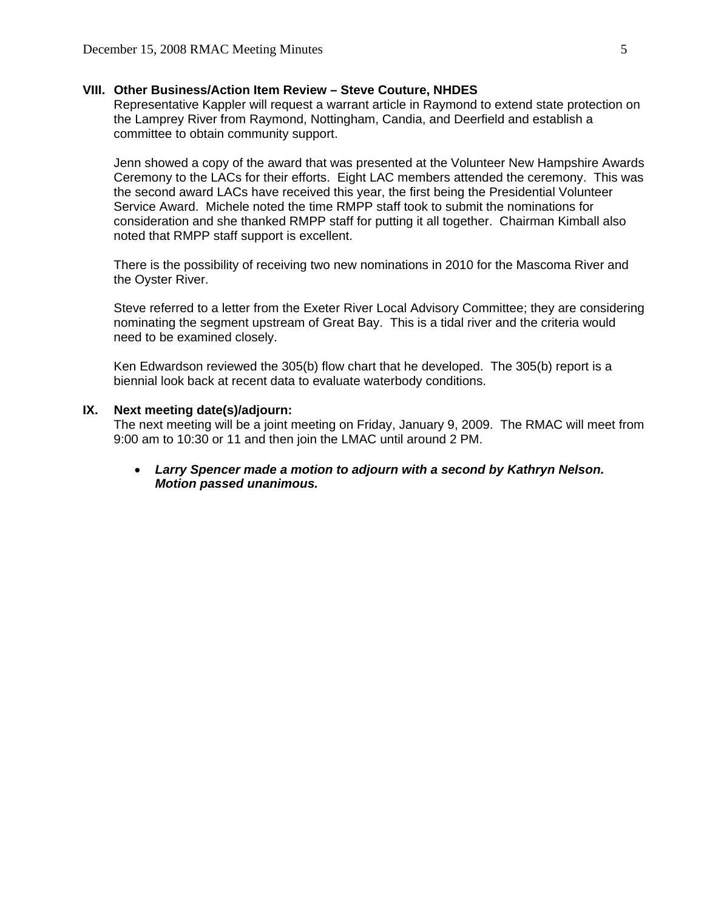## VIII. Other Business/Action Item Review – Steve Couture, NHDES

Representative Kappler will request a warrant article in Raymond to extend state protection on the Lamprey River from Raymond, Nottingham, Candia, and Deerfield and establish a committee to obtain community support.

Jenn showed a copy of the award that was presented at the Volunteer New Hampshire Awards Ceremony to the LACs for their efforts. Eight LAC members attended the ceremony. This was the second award LACs have received this year, the first being the Presidential Volunteer Service Award. Michele noted the time RMPP staff took to submit the nominations for consideration and she thanked RMPP staff for putting it all together. Chairman Kimball also noted that RMPP staff support is excellent.

There is the possibility of receiving two new nominations in 2010 for the Mascoma River and the Oyster River.

Steve referred to a letter from the Exeter River Local Advisory Committee; they are considering nominating the segment upstream of Great Bay. This is a tidal river and the criteria would need to be examined closely.

Ken Edwardson reviewed the 305(b) flow chart that he developed. The 305(b) report is a biennial look back at recent data to evaluate waterbody conditions.

## IX. Next meeting date(s)/adjourn:

The next meeting will be a joint meeting on Friday, January 9, 2009. The RMAC will meet from 9:00 am to 10:30 or 11 and then join the LMAC until around 2 PM.

- ***Larry Spencer made a motion to adjourn with a second by Kathryn Nelson. Motion passed unanimous.***